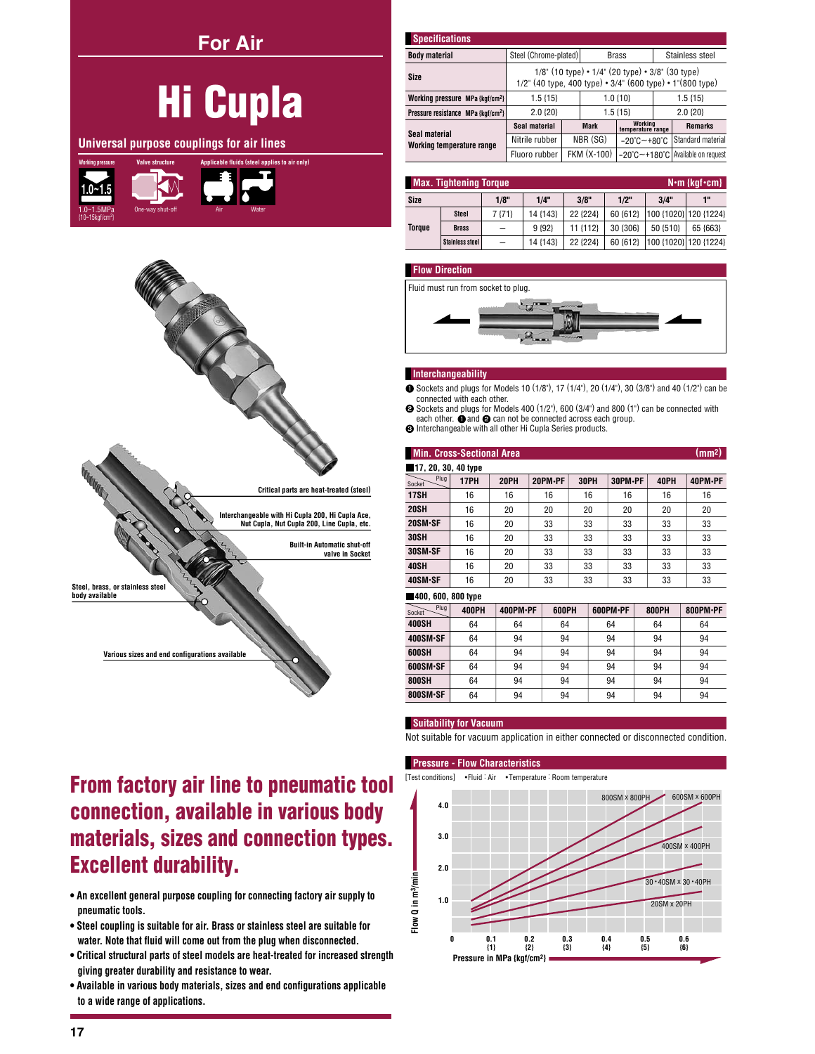# For Air

# Hi Cupla

## Universal purpose couplings for air lines

Working pressure: 1.0~1.5 — 1.0~1.5MPa {10~15kgf/cm²}

Valve structure: One-way shut-off

Applicable fluids (steel applies to air only): Air, Water

Critical parts are heat-treated (steel)

Interchangeable with Hi Cupla 200, Hi Cupla Ace, Nut Cupla, Nut Cupla 200, Line Cupla, etc.

Built-in Automatic shut-off valve in Socket

Steel, brass, or stainless steel body available

Various sizes and end configurations available

## From factory air line to pneumatic tool connection, available in various body materials, sizes and connection types. Excellent durability.

- An excellent general purpose coupling for connecting factory air supply to pneumatic tools.
- Steel coupling is suitable for air. Brass or stainless steel are suitable for water. Note that fluid will come out from the plug when disconnected.
- Critical structural parts of steel models are heat-treated for increased strength giving greater durability and resistance to wear.
- Available in various body materials, sizes and end configurations applicable to a wide range of applications.

### Specifications

| Body material | Steel (Chrome-plated) | Brass | Stainless steel | |
|---|---|---|---|---|
| Size | 1/8" (10 type) • 1/4" (20 type) • 3/8" (30 type) 1/2" (40 type, 400 type) • 3/4" (600 type) • 1"(800 type) | | | |
| Working pressure MPa {kgf/cm²} | 1.5 {15} | 1.0 {10} | 1.5 {15} | |
| Pressure resistance MPa {kgf/cm²} | 2.0 {20} | 1.5 {15} | 2.0 {20} | |
| Seal material / Working temperature range | Seal material | Mark | Working temperature range | Remarks |
| | Nitrile rubber | NBR (SG) | −20°C~+80°C | Standard material |
| | Fluoro rubber | FKM (X-100) | −20°C~+180°C | Available on request |

### Max. Tightening Torque

N•m {kgf•cm}

| Size | | 1/8" | 1/4" | 3/8" | 1/2" | 3/4" | 1" |
|---|---|---|---|---|---|---|---|
| Torque | Steel | 7 {71} | 14 {143} | 22 {224} | 60 {612} | 100 {1020} | 120 {1224} |
| | Brass | – | 9 {92} | 11 {112} | 30 {306} | 50 {510} | 65 {663} |
| | Stainless steel | – | 14 {143} | 22 {224} | 60 {612} | 100 {1020} | 120 {1224} |

### Flow Direction

Fluid must run from socket to plug.

### Interchangeability

1. Sockets and plugs for Models 10 (1/8"), 17 (1/4"), 20 (1/4"), 30 (3/8") and 40 (1/2") can be connected with each other.
2. Sockets and plugs for Models 400 (1/2"), 600 (3/4") and 800 (1") can be connected with each other. ❶ and ❷ can not be connected across each group.
3. Interchangeable with all other Hi Cupla Series products.

### Min. Cross-Sectional Area

(mm²)

**17, 20, 30, 40 type**

| Socket \ Plug | 17PH | 20PH | 20PM•PF | 30PH | 30PM•PF | 40PH | 40PM•PF |
|---|---|---|---|---|---|---|---|
| 17SH | 16 | 16 | 16 | 16 | 16 | 16 | 16 |
| 20SH | 16 | 20 | 20 | 20 | 20 | 20 | 20 |
| 20SM•SF | 16 | 20 | 33 | 33 | 33 | 33 | 33 |
| 30SH | 16 | 20 | 33 | 33 | 33 | 33 | 33 |
| 30SM•SF | 16 | 20 | 33 | 33 | 33 | 33 | 33 |
| 40SH | 16 | 20 | 33 | 33 | 33 | 33 | 33 |
| 40SM•SF | 16 | 20 | 33 | 33 | 33 | 33 | 33 |

**400, 600, 800 type**

| Socket \ Plug | 400PH | 400PM•PF | 600PH | 600PM•PF | 800PH | 800PM•PF |
|---|---|---|---|---|---|---|
| 400SH | 64 | 64 | 64 | 64 | 64 | 64 |
| 400SM•SF | 64 | 94 | 94 | 94 | 94 | 94 |
| 600SH | 64 | 94 | 94 | 94 | 94 | 94 |
| 600SM•SF | 64 | 94 | 94 | 94 | 94 | 94 |
| 800SH | 64 | 94 | 94 | 94 | 94 | 94 |
| 800SM•SF | 64 | 94 | 94 | 94 | 94 | 94 |

### Suitability for Vacuum

Not suitable for vacuum application in either connected or disconnected condition.

### Pressure - Flow Characteristics

[Test conditions] •Fluid : Air •Temperature : Room temperature

Flow Q in m³/min (0 – 4.0) vs. Pressure in MPa {kgf/cm²} (0 – 0.6 {6}); curves: 800SM x 800PH, 600SM x 600PH, 400SM x 400PH, 30・40SM x 30・40PH, 20SM x 20PH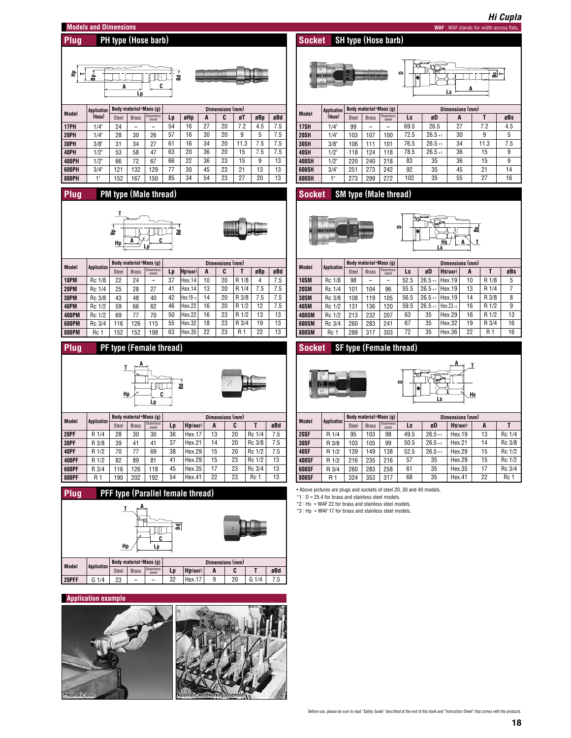## Models and Dimensions

WAF : WAF stands for width across flats.

### Plug PH type (Hose barb)

| Model | Application (Hose) | Body material･Mass (g) | | | Dimensions (mm) | | | | | | |
|---|---|---|---|---|---|---|---|---|---|---|---|
| | | Steel | Brass | Stainless steel | Lp | øHp | A | C | øT | øBp | øBd |
| 17PH | 1/4" | 24 | – | – | 54 | 16 | 27 | 20 | 7.2 | 4.5 | 7.5 |
| 20PH | 1/4" | 28 | 30 | 26 | 57 | 16 | 30 | 20 | 9 | 5 | 7.5 |
| 30PH | 3/8" | 31 | 34 | 27 | 61 | 16 | 34 | 20 | 11.3 | 7.5 | 7.5 |
| 40PH | 1/2" | 53 | 58 | 47 | 63 | 20 | 36 | 20 | 15 | 7.5 | 7.5 |
| 400PH | 1/2" | 66 | 72 | 67 | 66 | 22 | 36 | 23 | 15 | 9 | 13 |
| 600PH | 3/4" | 121 | 132 | 129 | 77 | 30 | 45 | 23 | 21 | 13 | 13 |
| 800PH | 1" | 152 | 167 | 150 | 85 | 34 | 54 | 23 | 27 | 20 | 13 |

### Plug PM type (Male thread)

| Model | Application | Body material･Mass (g) | | | Dimensions (mm) | | | | | | |
|---|---|---|---|---|---|---|---|---|---|---|---|
| | | Steel | Brass | Stainless steel | Lp | Hp(WAF) | A | C | T | øBp | øBd |
| 10PM | Rc 1/8 | 22 | 24 | – | 37 | Hex.14 | 10 | 20 | R 1/8 | 4 | 7.5 |
| 20PM | Rc 1/4 | 25 | 28 | 27 | 41 | Hex.14 | 13 | 20 | R 1/4 | 7.5 | 7.5 |
| 30PM | Rc 3/8 | 43 | 48 | 40 | 42 | Hex.19 *3 | 14 | 20 | R 3/8 | 7.5 | 7.5 |
| 40PM | Rc 1/2 | 59 | 66 | 62 | 46 | Hex.22 | 16 | 20 | R 1/2 | 12 | 7.5 |
| 400PM | Rc 1/2 | 69 | 77 | 70 | 50 | Hex.22 | 16 | 23 | R 1/2 | 13 | 13 |
| 600PM | Rc 3/4 | 116 | 126 | 115 | 55 | Hex.32 | 18 | 23 | R 3/4 | 19 | 13 |
| 800PM | Rc 1 | 152 | 152 | 198 | 63 | Hex.35 | 22 | 23 | R 1 | 22 | 13 |

### Plug PF type (Female thread)

| Model | Application | Body material･Mass (g) | | | Dimensions (mm) | | | | | |
|---|---|---|---|---|---|---|---|---|---|---|
| | | Steel | Brass | Stainless steel | Lp | Hp(WAF) | A | C | T | øBd |
| 20PF | R 1/4 | 28 | 30 | 30 | 36 | Hex.17 | 13 | 20 | Rc 1/4 | 7.5 |
| 30PF | R 3/8 | 39 | 41 | 41 | 37 | Hex.21 | 14 | 20 | Rc 3/8 | 7.5 |
| 40PF | R 1/2 | 70 | 77 | 69 | 38 | Hex.29 | 15 | 20 | Rc 1/2 | 7.5 |
| 400PF | R 1/2 | 82 | 89 | 81 | 41 | Hex.29 | 15 | 23 | Rc 1/2 | 13 |
| 600PF | R 3/4 | 116 | 126 | 118 | 45 | Hex.35 | 17 | 23 | Rc 3/4 | 13 |
| 800PF | R 1 | 190 | 202 | 192 | 54 | Hex.41 | 22 | 23 | Rc 1 | 13 |

### Plug PFF type (Parallel female thread)

| Model | Application | Body material･Mass (g) | | | Dimensions (mm) | | | | | |
|---|---|---|---|---|---|---|---|---|---|---|
| | | Steel | Brass | Stainless steel | Lp | Hp(WAF) | A | C | T | øBd |
| 20PFF | G 1/4 | 23 | – | – | 32 | Hex.17 | 9 | 20 | G 1/4 | 7.5 |

### Socket SH type (Hose barb)

| Model | Application (Hose) | Body material･Mass (g) | | | Dimensions (mm) | | | | |
|---|---|---|---|---|---|---|---|---|---|
| | | Steel | Brass | Stainless steel | Ls | øD | A | T | øBs |
| 17SH | 1/4" | 99 | – | – | 69.5 | 26.5 | 27 | 7.2 | 4.5 |
| 20SH | 1/4" | 103 | 107 | 100 | 72.5 | 26.5 *1 | 30 | 9 | 5 |
| 30SH | 3/8" | 106 | 111 | 101 | 76.5 | 26.5 *1 | 34 | 11.3 | 7.5 |
| 40SH | 1/2" | 118 | 124 | 118 | 78.5 | 26.5 *1 | 36 | 15 | 9 |
| 400SH | 1/2" | 220 | 240 | 218 | 83 | 35 | 36 | 15 | 9 |
| 600SH | 3/4" | 251 | 273 | 242 | 92 | 35 | 45 | 21 | 14 |
| 800SH | 1" | 273 | 299 | 272 | 102 | 35 | 55 | 27 | 16 |

### Socket SM type (Male thread)

| Model | Application | Body material･Mass (g) | | | Dimensions (mm) | | | | | |
|---|---|---|---|---|---|---|---|---|---|---|
| | | Steel | Brass | Stainless steel | Ls | øD | Hs(WAF) | A | T | øBs |
| 10SM | Rc 1/8 | 98 | – | – | 52.5 | 26.5 *1 | Hex.19 | 10 | R 1/8 | 5 |
| 20SM | Rc 1/4 | 101 | 104 | 96 | 55.5 | 26.5 *1 | Hex.19 | 13 | R 1/4 | 7 |
| 30SM | Rc 3/8 | 108 | 119 | 105 | 56.5 | 26.5 *1 | Hex.19 | 14 | R 3/8 | 8 |
| 40SM | Rc 1/2 | 131 | 136 | 120 | 59.5 | 26.5 *1 | Hex.23 *2 | 16 | R 1/2 | 9 |
| 400SM | Rc 1/2 | 213 | 232 | 207 | 63 | 35 | Hex.29 | 16 | R 1/2 | 13 |
| 600SM | Rc 3/4 | 260 | 283 | 241 | 67 | 35 | Hex.32 | 19 | R 3/4 | 16 |
| 800SM | Rc 1 | 288 | 317 | 303 | 72 | 35 | Hex.36 | 22 | R 1 | 16 |

### Socket SF type (Female thread)

| Model | Application | Body material･Mass (g) | | | Dimensions (mm) | | | | |
|---|---|---|---|---|---|---|---|---|---|
| | | Steel | Brass | Stainless steel | Ls | øD | Hs(WAF) | A | T |
| 20SF | R 1/4 | 95 | 103 | 98 | 49.5 | 26.5 *1 | Hex.19 | 13 | Rc 1/4 |
| 30SF | R 3/8 | 103 | 105 | 99 | 50.5 | 26.5 *1 | Hex.21 | 14 | Rc 3/8 |
| 40SF | R 1/2 | 139 | 149 | 138 | 52.5 | 26.5 *1 | Hex.29 | 15 | Rc 1/2 |
| 400SF | R 1/2 | 216 | 235 | 216 | 57 | 35 | Hex.29 | 15 | Rc 1/2 |
| 600SF | R 3/4 | 260 | 283 | 258 | 61 | 35 | Hex.35 | 17 | Rc 3/4 |
| 800SF | R 1 | 324 | 353 | 317 | 68 | 35 | Hex.41 | 22 | Rc 1 |

• Above pictures are plugs and sockets of steel 20, 30 and 40 models.

*1 : D = 25.4 for brass and stainless steel models.

*2 : Hs = WAF 22 for brass and stainless steel models.

*3 : Hp = WAF 17 for brass and stainless steel models.

## Application example

Pneumatic tools

Automatic woodworking assembler

Before use, please be sure to read "Safety Guide" described at the end of this book and "Instruction Sheet" that comes with the products.